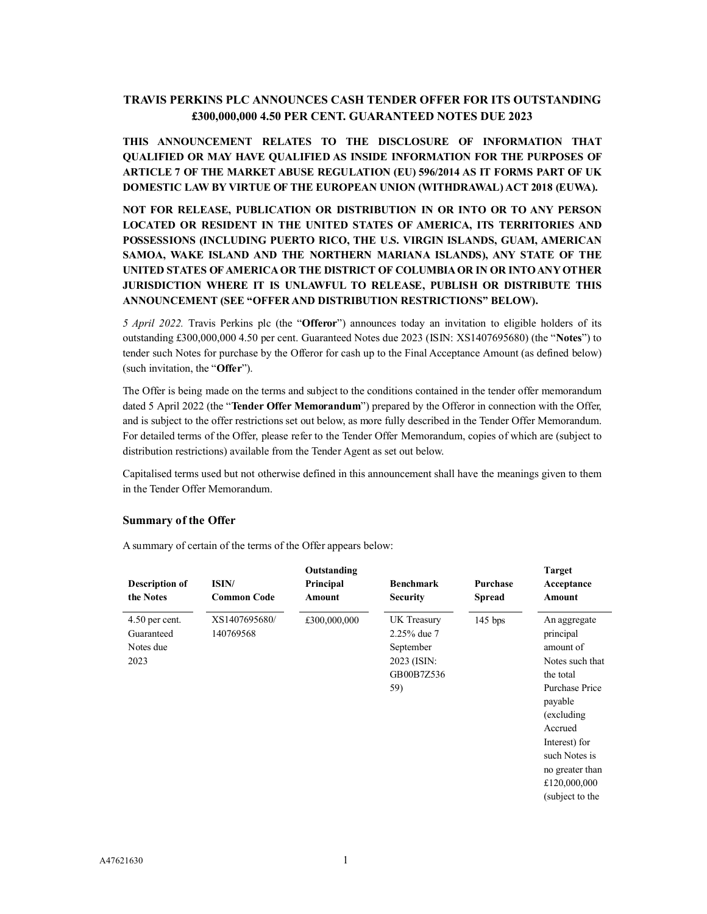# TRAVIS PERKINS PLC ANNOUNCES CASH TENDER OFFER FOR ITS OUTSTANDING £300,000,000 4.50 PER CENT. GUARANTEED NOTES DUE 2023

**THIS ANNOUNCEMENT RELATES TO THE DISCLOSURE OF INFORMATION THAT QUALIFIED OR MAY HAVE QUALIFIED AS INSIDE INFORMATION FOR THE PURPOSES OF ARTICLE 7 OF THE MARKET ABUSE REGULATION (EU) 596/2014 AS IT FORMS PART OF UK DOMESTIC LAW BY VIRTUE OF THE EUROPEAN UNION (WITHDRAWAL) ACT 2018 (EUWA).**

**NOT FOR RELEASE, PUBLICATION OR DISTRIBUTION IN OR INTO OR TO ANY PERSON LOCATED OR RESIDENT IN THE UNITED STATES OF AMERICA, ITS TERRITORIES AND POSSESSIONS (INCLUDING PUERTO RICO, THE U.S. VIRGIN ISLANDS, GUAM, AMERICAN SAMOA, WAKE ISLAND AND THE NORTHERN MARIANA ISLANDS), ANY STATE OF THE UNITED STATES OF AMERICA OR THE DISTRICT OF COLUMBIA OR IN OR INTO ANY OTHER JURISDICTION WHERE IT IS UNLAWFUL TO RELEASE, PUBLISH OR DISTRIBUTE THIS ANNOUNCEMENT (SEE "OFFER AND DISTRIBUTION RESTRICTIONS" BELOW).**

*5 April 2022.* Travis Perkins plc (the "**Offeror**") announces today an invitation to eligible holders of its outstanding £300,000,000 4.50 per cent. Guaranteed Notes due 2023 (ISIN: XS1407695680) (the "**Notes**") to tender such Notes for purchase by the Offeror for cash up to the Final Acceptance Amount (as defined below) (such invitation, the "**Offer**").

The Offer is being made on the terms and subject to the conditions contained in the tender offer memorandum dated 5 April 2022 (the "**Tender Offer Memorandum**") prepared by the Offeror in connection with the Offer, and is subject to the offer restrictions set out below, as more fully described in the Tender Offer Memorandum. For detailed terms of the Offer, please refer to the Tender Offer Memorandum, copies of which are (subject to distribution restrictions) available from the Tender Agent as set out below.

Capitalised terms used but not otherwise defined in this announcement shall have the meanings given to them in the Tender Offer Memorandum.

### Summary of the Offer

A summary of certain of the terms of the Offer appears below:

| Description of the Notes | ISIN/ Common Code | Outstanding Principal Amount | Benchmark Security | Purchase Spread | Target Acceptance Amount |
|---|---|---|---|---|---|
| 4.50 per cent. Guaranteed Notes due 2023 | XS1407695680/ 140769568 | £300,000,000 | UK Treasury 2.25% due 7 September 2023 (ISIN: GB00B7Z53659) | 145 bps | An aggregate principal amount of Notes such that the total Purchase Price payable (excluding Accrued Interest) for such Notes is no greater than £120,000,000 (subject to the |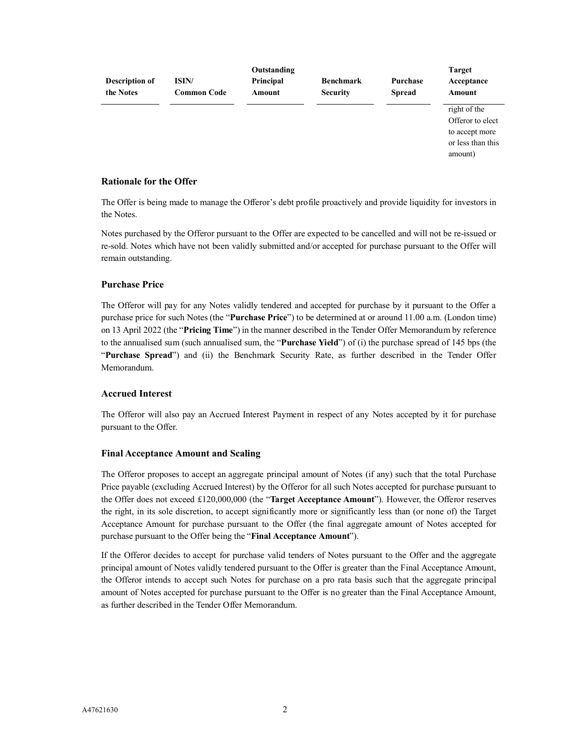| Description of the Notes | ISIN/ Common Code | Outstanding Principal Amount | Benchmark Security | Purchase Spread | Target Acceptance Amount |
|---|---|---|---|---|---|
| | | | | | right of the Offeror to elect to accept more or less than this amount) |

### Rationale for the Offer

The Offer is being made to manage the Offeror's debt profile proactively and provide liquidity for investors in the Notes.

Notes purchased by the Offeror pursuant to the Offer are expected to be cancelled and will not be re-issued or re-sold. Notes which have not been validly submitted and/or accepted for purchase pursuant to the Offer will remain outstanding.

### Purchase Price

The Offeror will pay for any Notes validly tendered and accepted for purchase by it pursuant to the Offer a purchase price for such Notes (the "**Purchase Price**") to be determined at or around 11.00 a.m. (London time) on 13 April 2022 (the "**Pricing Time**") in the manner described in the Tender Offer Memorandum by reference to the annualised sum (such annualised sum, the "**Purchase Yield**") of (i) the purchase spread of 145 bps (the "**Purchase Spread**") and (ii) the Benchmark Security Rate, as further described in the Tender Offer Memorandum.

### Accrued Interest

The Offeror will also pay an Accrued Interest Payment in respect of any Notes accepted by it for purchase pursuant to the Offer.

### Final Acceptance Amount and Scaling

The Offeror proposes to accept an aggregate principal amount of Notes (if any) such that the total Purchase Price payable (excluding Accrued Interest) by the Offeror for all such Notes accepted for purchase pursuant to the Offer does not exceed £120,000,000 (the "**Target Acceptance Amount**"). However, the Offeror reserves the right, in its sole discretion, to accept significantly more or significantly less than (or none of) the Target Acceptance Amount for purchase pursuant to the Offer (the final aggregate amount of Notes accepted for purchase pursuant to the Offer being the "**Final Acceptance Amount**").

If the Offeror decides to accept for purchase valid tenders of Notes pursuant to the Offer and the aggregate principal amount of Notes validly tendered pursuant to the Offer is greater than the Final Acceptance Amount, the Offeror intends to accept such Notes for purchase on a pro rata basis such that the aggregate principal amount of Notes accepted for purchase pursuant to the Offer is no greater than the Final Acceptance Amount, as further described in the Tender Offer Memorandum.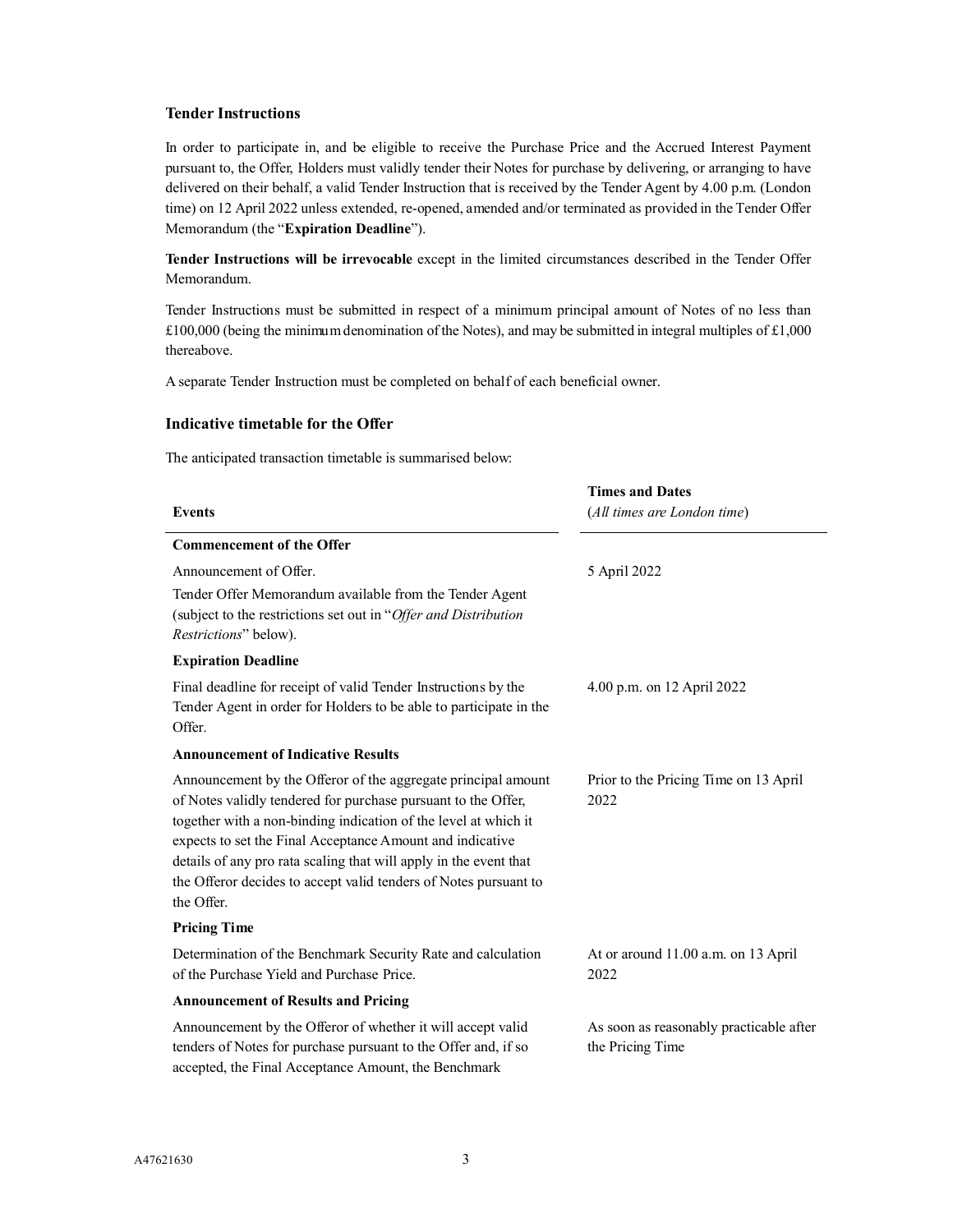### Tender Instructions

In order to participate in, and be eligible to receive the Purchase Price and the Accrued Interest Payment pursuant to, the Offer, Holders must validly tender their Notes for purchase by delivering, or arranging to have delivered on their behalf, a valid Tender Instruction that is received by the Tender Agent by 4.00 p.m. (London time) on 12 April 2022 unless extended, re-opened, amended and/or terminated as provided in the Tender Offer Memorandum (the "**Expiration Deadline**").

**Tender Instructions will be irrevocable** except in the limited circumstances described in the Tender Offer Memorandum.

Tender Instructions must be submitted in respect of a minimum principal amount of Notes of no less than £100,000 (being the minimum denomination of the Notes), and may be submitted in integral multiples of £1,000 thereabove.

A separate Tender Instruction must be completed on behalf of each beneficial owner.

### Indicative timetable for the Offer

The anticipated transaction timetable is summarised below:

| Events | Times and Dates (*All times are London time*) |
|---|---|
| **Commencement of the Offer** | |
| Announcement of Offer. Tender Offer Memorandum available from the Tender Agent (subject to the restrictions set out in "*Offer and Distribution Restrictions*" below). | 5 April 2022 |
| **Expiration Deadline** | |
| Final deadline for receipt of valid Tender Instructions by the Tender Agent in order for Holders to be able to participate in the Offer. | 4.00 p.m. on 12 April 2022 |
| **Announcement of Indicative Results** | |
| Announcement by the Offeror of the aggregate principal amount of Notes validly tendered for purchase pursuant to the Offer, together with a non-binding indication of the level at which it expects to set the Final Acceptance Amount and indicative details of any pro rata scaling that will apply in the event that the Offeror decides to accept valid tenders of Notes pursuant to the Offer. | Prior to the Pricing Time on 13 April 2022 |
| **Pricing Time** | |
| Determination of the Benchmark Security Rate and calculation of the Purchase Yield and Purchase Price. | At or around 11.00 a.m. on 13 April 2022 |
| **Announcement of Results and Pricing** | |
| Announcement by the Offeror of whether it will accept valid tenders of Notes for purchase pursuant to the Offer and, if so accepted, the Final Acceptance Amount, the Benchmark | As soon as reasonably practicable after the Pricing Time |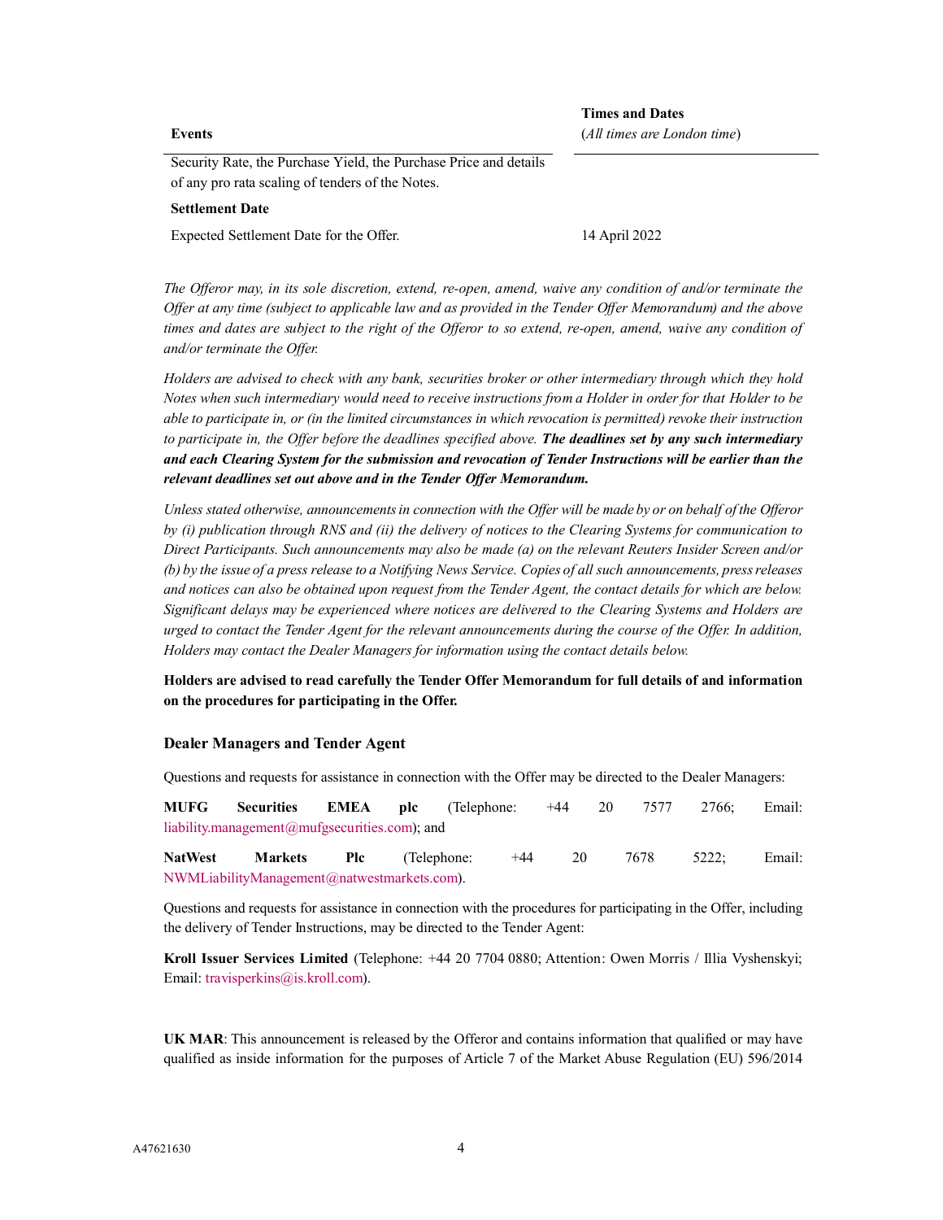| Events | Times and Dates (*All times are London time*) |
| --- | --- |
| Security Rate, the Purchase Yield, the Purchase Price and details of any pro rata scaling of tenders of the Notes. | |
| **Settlement Date** | |
| Expected Settlement Date for the Offer. | 14 April 2022 |

*The Offeror may, in its sole discretion, extend, re-open, amend, waive any condition of and/or terminate the Offer at any time (subject to applicable law and as provided in the Tender Offer Memorandum) and the above times and dates are subject to the right of the Offeror to so extend, re-open, amend, waive any condition of and/or terminate the Offer.*

*Holders are advised to check with any bank, securities broker or other intermediary through which they hold Notes when such intermediary would need to receive instructions from a Holder in order for that Holder to be able to participate in, or (in the limited circumstances in which revocation is permitted) revoke their instruction to participate in, the Offer before the deadlines specified above.* ***The deadlines set by any such intermediary and each Clearing System for the submission and revocation of Tender Instructions will be earlier than the relevant deadlines set out above and in the Tender Offer Memorandum.***

*Unless stated otherwise, announcements in connection with the Offer will be made by or on behalf of the Offeror by (i) publication through RNS and (ii) the delivery of notices to the Clearing Systems for communication to Direct Participants. Such announcements may also be made (a) on the relevant Reuters Insider Screen and/or (b) by the issue of a press release to a Notifying News Service. Copies of all such announcements, press releases and notices can also be obtained upon request from the Tender Agent, the contact details for which are below. Significant delays may be experienced where notices are delivered to the Clearing Systems and Holders are urged to contact the Tender Agent for the relevant announcements during the course of the Offer. In addition, Holders may contact the Dealer Managers for information using the contact details below.*

**Holders are advised to read carefully the Tender Offer Memorandum for full details of and information on the procedures for participating in the Offer.**

## Dealer Managers and Tender Agent

Questions and requests for assistance in connection with the Offer may be directed to the Dealer Managers:

**MUFG Securities EMEA plc** (Telephone: +44 20 7577 2766; Email: liability.management@mufgsecurities.com); and

**NatWest Markets Plc** (Telephone: +44 20 7678 5222; Email: NWMLiabilityManagement@natwestmarkets.com).

Questions and requests for assistance in connection with the procedures for participating in the Offer, including the delivery of Tender Instructions, may be directed to the Tender Agent:

**Kroll Issuer Services Limited** (Telephone: +44 20 7704 0880; Attention: Owen Morris / Illia Vyshenskyi; Email: travisperkins@is.kroll.com).

**UK MAR**: This announcement is released by the Offeror and contains information that qualified or may have qualified as inside information for the purposes of Article 7 of the Market Abuse Regulation (EU) 596/2014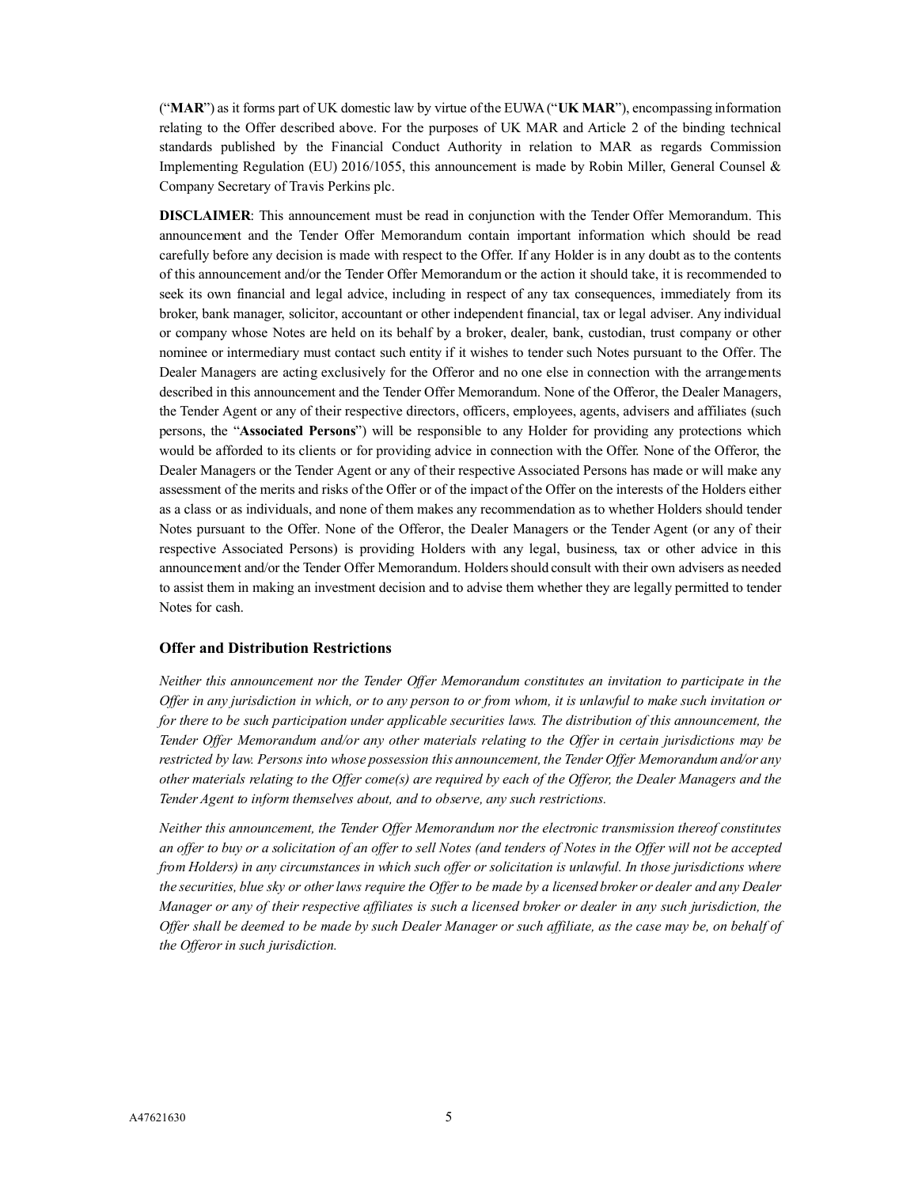("**MAR**") as it forms part of UK domestic law by virtue of the EUWA ("**UK MAR**"), encompassing information relating to the Offer described above. For the purposes of UK MAR and Article 2 of the binding technical standards published by the Financial Conduct Authority in relation to MAR as regards Commission Implementing Regulation (EU) 2016/1055, this announcement is made by Robin Miller, General Counsel & Company Secretary of Travis Perkins plc.

**DISCLAIMER**: This announcement must be read in conjunction with the Tender Offer Memorandum. This announcement and the Tender Offer Memorandum contain important information which should be read carefully before any decision is made with respect to the Offer. If any Holder is in any doubt as to the contents of this announcement and/or the Tender Offer Memorandum or the action it should take, it is recommended to seek its own financial and legal advice, including in respect of any tax consequences, immediately from its broker, bank manager, solicitor, accountant or other independent financial, tax or legal adviser. Any individual or company whose Notes are held on its behalf by a broker, dealer, bank, custodian, trust company or other nominee or intermediary must contact such entity if it wishes to tender such Notes pursuant to the Offer. The Dealer Managers are acting exclusively for the Offeror and no one else in connection with the arrangements described in this announcement and the Tender Offer Memorandum. None of the Offeror, the Dealer Managers, the Tender Agent or any of their respective directors, officers, employees, agents, advisers and affiliates (such persons, the "**Associated Persons**") will be responsible to any Holder for providing any protections which would be afforded to its clients or for providing advice in connection with the Offer. None of the Offeror, the Dealer Managers or the Tender Agent or any of their respective Associated Persons has made or will make any assessment of the merits and risks of the Offer or of the impact of the Offer on the interests of the Holders either as a class or as individuals, and none of them makes any recommendation as to whether Holders should tender Notes pursuant to the Offer. None of the Offeror, the Dealer Managers or the Tender Agent (or any of their respective Associated Persons) is providing Holders with any legal, business, tax or other advice in this announcement and/or the Tender Offer Memorandum. Holders should consult with their own advisers as needed to assist them in making an investment decision and to advise them whether they are legally permitted to tender Notes for cash.

### Offer and Distribution Restrictions

*Neither this announcement nor the Tender Offer Memorandum constitutes an invitation to participate in the Offer in any jurisdiction in which, or to any person to or from whom, it is unlawful to make such invitation or for there to be such participation under applicable securities laws. The distribution of this announcement, the Tender Offer Memorandum and/or any other materials relating to the Offer in certain jurisdictions may be restricted by law. Persons into whose possession this announcement, the Tender Offer Memorandum and/or any other materials relating to the Offer come(s) are required by each of the Offeror, the Dealer Managers and the Tender Agent to inform themselves about, and to observe, any such restrictions.*

*Neither this announcement, the Tender Offer Memorandum nor the electronic transmission thereof constitutes an offer to buy or a solicitation of an offer to sell Notes (and tenders of Notes in the Offer will not be accepted from Holders) in any circumstances in which such offer or solicitation is unlawful. In those jurisdictions where the securities, blue sky or other laws require the Offer to be made by a licensed broker or dealer and any Dealer Manager or any of their respective affiliates is such a licensed broker or dealer in any such jurisdiction, the Offer shall be deemed to be made by such Dealer Manager or such affiliate, as the case may be, on behalf of the Offeror in such jurisdiction.*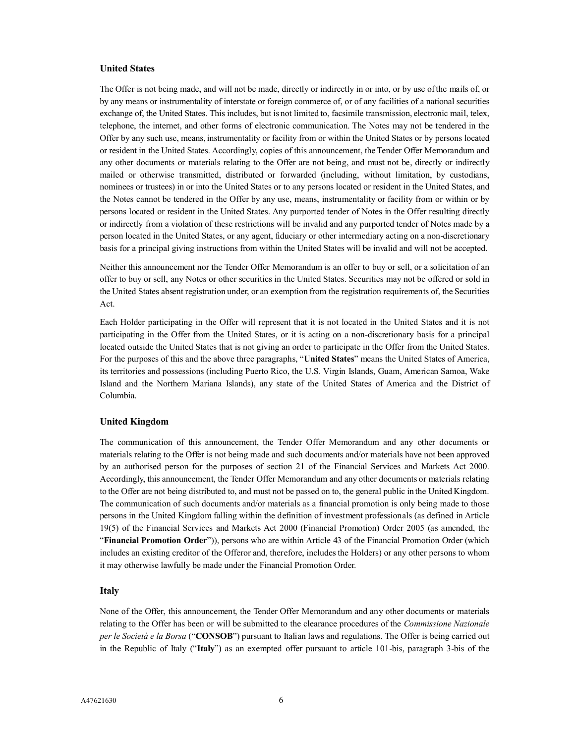### United States

The Offer is not being made, and will not be made, directly or indirectly in or into, or by use of the mails of, or by any means or instrumentality of interstate or foreign commerce of, or of any facilities of a national securities exchange of, the United States. This includes, but is not limited to, facsimile transmission, electronic mail, telex, telephone, the internet, and other forms of electronic communication. The Notes may not be tendered in the Offer by any such use, means, instrumentality or facility from or within the United States or by persons located or resident in the United States. Accordingly, copies of this announcement, the Tender Offer Memorandum and any other documents or materials relating to the Offer are not being, and must not be, directly or indirectly mailed or otherwise transmitted, distributed or forwarded (including, without limitation, by custodians, nominees or trustees) in or into the United States or to any persons located or resident in the United States, and the Notes cannot be tendered in the Offer by any use, means, instrumentality or facility from or within or by persons located or resident in the United States. Any purported tender of Notes in the Offer resulting directly or indirectly from a violation of these restrictions will be invalid and any purported tender of Notes made by a person located in the United States, or any agent, fiduciary or other intermediary acting on a non-discretionary basis for a principal giving instructions from within the United States will be invalid and will not be accepted.

Neither this announcement nor the Tender Offer Memorandum is an offer to buy or sell, or a solicitation of an offer to buy or sell, any Notes or other securities in the United States. Securities may not be offered or sold in the United States absent registration under, or an exemption from the registration requirements of, the Securities Act.

Each Holder participating in the Offer will represent that it is not located in the United States and it is not participating in the Offer from the United States, or it is acting on a non-discretionary basis for a principal located outside the United States that is not giving an order to participate in the Offer from the United States. For the purposes of this and the above three paragraphs, "**United States**" means the United States of America, its territories and possessions (including Puerto Rico, the U.S. Virgin Islands, Guam, American Samoa, Wake Island and the Northern Mariana Islands), any state of the United States of America and the District of Columbia.

### United Kingdom

The communication of this announcement, the Tender Offer Memorandum and any other documents or materials relating to the Offer is not being made and such documents and/or materials have not been approved by an authorised person for the purposes of section 21 of the Financial Services and Markets Act 2000. Accordingly, this announcement, the Tender Offer Memorandum and any other documents or materials relating to the Offer are not being distributed to, and must not be passed on to, the general public in the United Kingdom. The communication of such documents and/or materials as a financial promotion is only being made to those persons in the United Kingdom falling within the definition of investment professionals (as defined in Article 19(5) of the Financial Services and Markets Act 2000 (Financial Promotion) Order 2005 (as amended, the "**Financial Promotion Order**")), persons who are within Article 43 of the Financial Promotion Order (which includes an existing creditor of the Offeror and, therefore, includes the Holders) or any other persons to whom it may otherwise lawfully be made under the Financial Promotion Order.

### Italy

None of the Offer, this announcement, the Tender Offer Memorandum and any other documents or materials relating to the Offer has been or will be submitted to the clearance procedures of the *Commissione Nazionale per le Società e la Borsa* ("**CONSOB**") pursuant to Italian laws and regulations. The Offer is being carried out in the Republic of Italy ("**Italy**") as an exempted offer pursuant to article 101-bis, paragraph 3-bis of the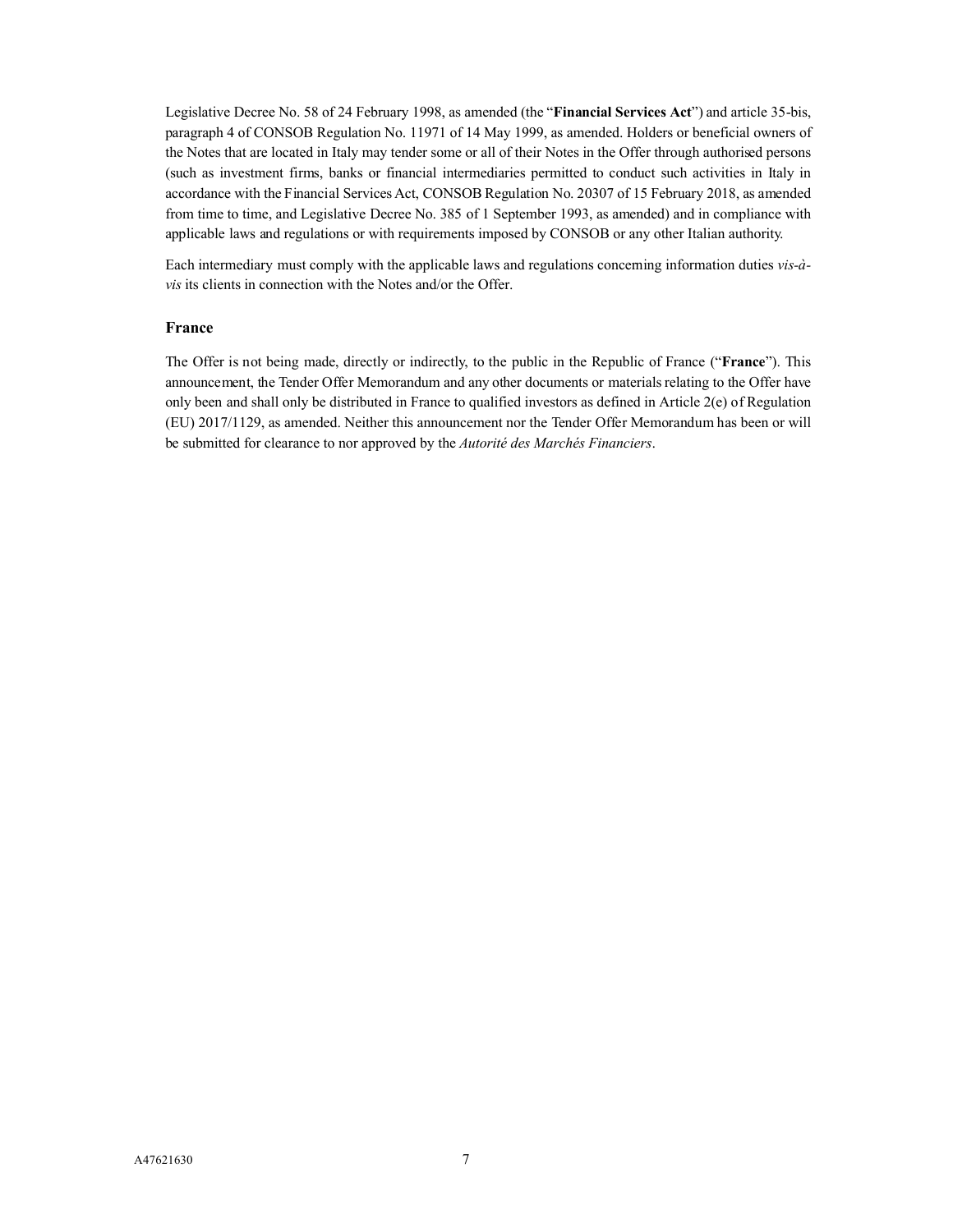Legislative Decree No. 58 of 24 February 1998, as amended (the "**Financial Services Act**") and article 35-bis, paragraph 4 of CONSOB Regulation No. 11971 of 14 May 1999, as amended. Holders or beneficial owners of the Notes that are located in Italy may tender some or all of their Notes in the Offer through authorised persons (such as investment firms, banks or financial intermediaries permitted to conduct such activities in Italy in accordance with the Financial Services Act, CONSOB Regulation No. 20307 of 15 February 2018, as amended from time to time, and Legislative Decree No. 385 of 1 September 1993, as amended) and in compliance with applicable laws and regulations or with requirements imposed by CONSOB or any other Italian authority.

Each intermediary must comply with the applicable laws and regulations concerning information duties *vis-à-vis* its clients in connection with the Notes and/or the Offer.

### France

The Offer is not being made, directly or indirectly, to the public in the Republic of France ("**France**"). This announcement, the Tender Offer Memorandum and any other documents or materials relating to the Offer have only been and shall only be distributed in France to qualified investors as defined in Article 2(e) of Regulation (EU) 2017/1129, as amended. Neither this announcement nor the Tender Offer Memorandum has been or will be submitted for clearance to nor approved by the *Autorité des Marchés Financiers*.

A47621630